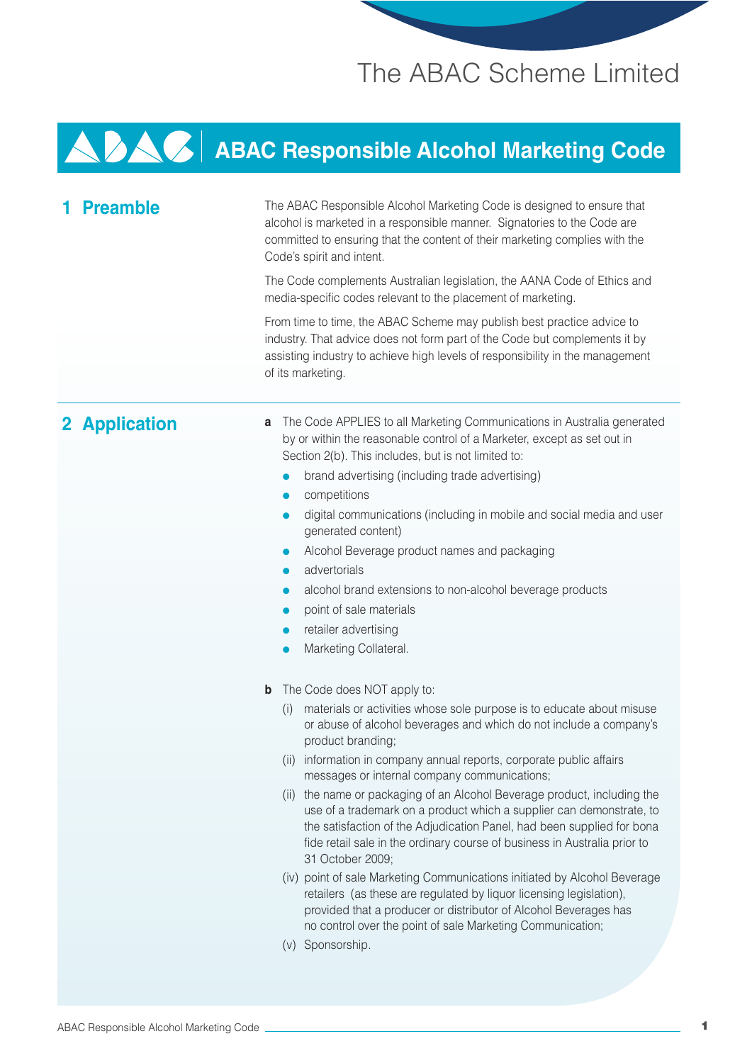The ABAC Scheme Limited

# ABAC Responsible Alcohol Marketing Code

## 1 Preamble

The ABAC Responsible Alcohol Marketing Code is designed to ensure that alcohol is marketed in a responsible manner. Signatories to the Code are committed to ensuring that the content of their marketing complies with the Code's spirit and intent.

The Code complements Australian legislation, the AANA Code of Ethics and media-specific codes relevant to the placement of marketing.

From time to time, the ABAC Scheme may publish best practice advice to industry. That advice does not form part of the Code but complements it by assisting industry to achieve high levels of responsibility in the management of its marketing.

## 2 Application

**a** The Code APPLIES to all Marketing Communications in Australia generated by or within the reasonable control of a Marketer, except as set out in Section 2(b). This includes, but is not limited to:

- brand advertising (including trade advertising)
- competitions
- digital communications (including in mobile and social media and user generated content)
- Alcohol Beverage product names and packaging
- advertorials
- alcohol brand extensions to non-alcohol beverage products
- point of sale materials
- retailer advertising
- Marketing Collateral.

**b** The Code does NOT apply to:

(i) materials or activities whose sole purpose is to educate about misuse or abuse of alcohol beverages and which do not include a company's product branding;

(ii) information in company annual reports, corporate public affairs messages or internal company communications;

(ii) the name or packaging of an Alcohol Beverage product, including the use of a trademark on a product which a supplier can demonstrate, to the satisfaction of the Adjudication Panel, had been supplied for bona fide retail sale in the ordinary course of business in Australia prior to 31 October 2009;

(iv) point of sale Marketing Communications initiated by Alcohol Beverage retailers (as these are regulated by liquor licensing legislation), provided that a producer or distributor of Alcohol Beverages has no control over the point of sale Marketing Communication;

(v) Sponsorship.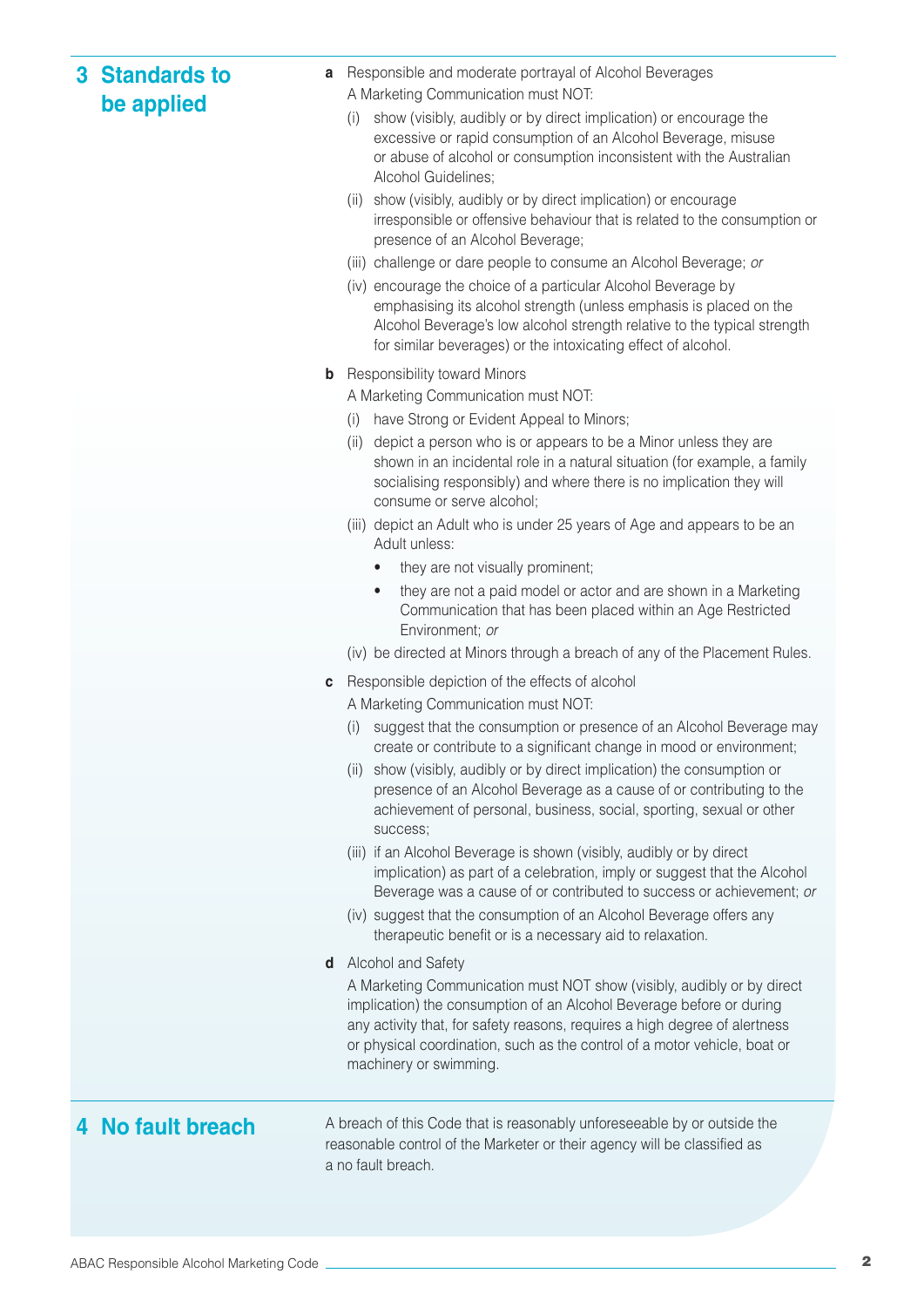## 3 Standards to be applied

**a** Responsible and moderate portrayal of Alcohol Beverages

A Marketing Communication must NOT:

(i) show (visibly, audibly or by direct implication) or encourage the excessive or rapid consumption of an Alcohol Beverage, misuse or abuse of alcohol or consumption inconsistent with the Australian Alcohol Guidelines;

(ii) show (visibly, audibly or by direct implication) or encourage irresponsible or offensive behaviour that is related to the consumption or presence of an Alcohol Beverage;

(iii) challenge or dare people to consume an Alcohol Beverage; *or*

(iv) encourage the choice of a particular Alcohol Beverage by emphasising its alcohol strength (unless emphasis is placed on the Alcohol Beverage's low alcohol strength relative to the typical strength for similar beverages) or the intoxicating effect of alcohol.

**b** Responsibility toward Minors

A Marketing Communication must NOT:

(i) have Strong or Evident Appeal to Minors;

(ii) depict a person who is or appears to be a Minor unless they are shown in an incidental role in a natural situation (for example, a family socialising responsibly) and where there is no implication they will consume or serve alcohol;

(iii) depict an Adult who is under 25 years of Age and appears to be an Adult unless:

- they are not visually prominent;
- they are not a paid model or actor and are shown in a Marketing Communication that has been placed within an Age Restricted Environment; *or*

(iv) be directed at Minors through a breach of any of the Placement Rules.

**c** Responsible depiction of the effects of alcohol

A Marketing Communication must NOT:

(i) suggest that the consumption or presence of an Alcohol Beverage may create or contribute to a significant change in mood or environment;

(ii) show (visibly, audibly or by direct implication) the consumption or presence of an Alcohol Beverage as a cause of or contributing to the achievement of personal, business, social, sporting, sexual or other success;

(iii) if an Alcohol Beverage is shown (visibly, audibly or by direct implication) as part of a celebration, imply or suggest that the Alcohol Beverage was a cause of or contributed to success or achievement; *or*

(iv) suggest that the consumption of an Alcohol Beverage offers any therapeutic benefit or is a necessary aid to relaxation.

**d** Alcohol and Safety

A Marketing Communication must NOT show (visibly, audibly or by direct implication) the consumption of an Alcohol Beverage before or during any activity that, for safety reasons, requires a high degree of alertness or physical coordination, such as the control of a motor vehicle, boat or machinery or swimming.

## 4 No fault breach

A breach of this Code that is reasonably unforeseeable by or outside the reasonable control of the Marketer or their agency will be classified as a no fault breach.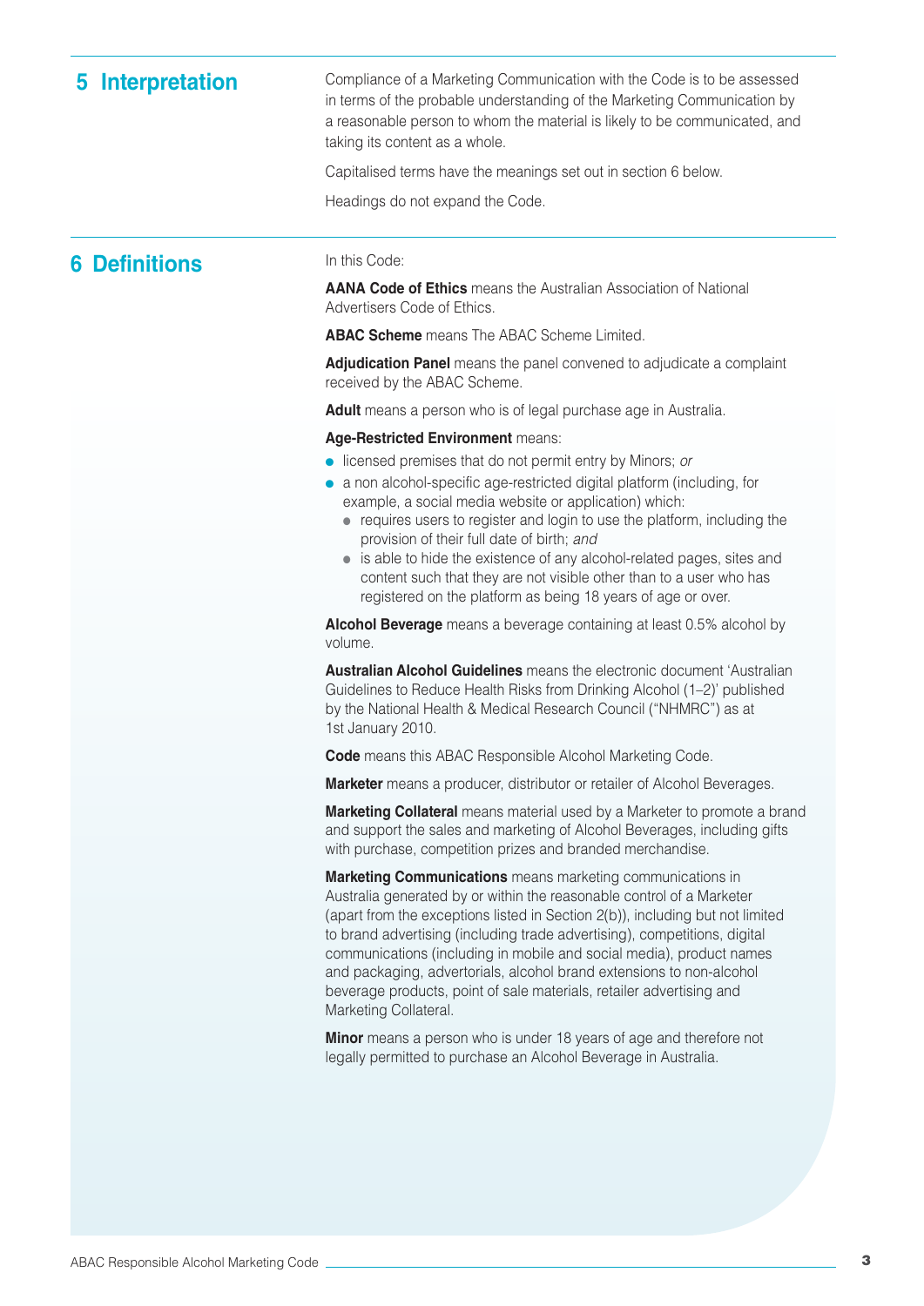## 5 Interpretation

Compliance of a Marketing Communication with the Code is to be assessed in terms of the probable understanding of the Marketing Communication by a reasonable person to whom the material is likely to be communicated, and taking its content as a whole.

Capitalised terms have the meanings set out in section 6 below.

Headings do not expand the Code.

## 6 Definitions

In this Code:

**AANA Code of Ethics** means the Australian Association of National Advertisers Code of Ethics.

**ABAC Scheme** means The ABAC Scheme Limited.

**Adjudication Panel** means the panel convened to adjudicate a complaint received by the ABAC Scheme.

**Adult** means a person who is of legal purchase age in Australia.

**Age-Restricted Environment** means:

- licensed premises that do not permit entry by Minors; *or*
- a non alcohol-specific age-restricted digital platform (including, for example, a social media website or application) which:
  - requires users to register and login to use the platform, including the provision of their full date of birth; *and*
  - is able to hide the existence of any alcohol-related pages, sites and content such that they are not visible other than to a user who has registered on the platform as being 18 years of age or over.

**Alcohol Beverage** means a beverage containing at least 0.5% alcohol by volume.

**Australian Alcohol Guidelines** means the electronic document 'Australian Guidelines to Reduce Health Risks from Drinking Alcohol (1–2)' published by the National Health & Medical Research Council ("NHMRC") as at 1st January 2010.

**Code** means this ABAC Responsible Alcohol Marketing Code.

**Marketer** means a producer, distributor or retailer of Alcohol Beverages.

**Marketing Collateral** means material used by a Marketer to promote a brand and support the sales and marketing of Alcohol Beverages, including gifts with purchase, competition prizes and branded merchandise.

**Marketing Communications** means marketing communications in Australia generated by or within the reasonable control of a Marketer (apart from the exceptions listed in Section 2(b)), including but not limited to brand advertising (including trade advertising), competitions, digital communications (including in mobile and social media), product names and packaging, advertorials, alcohol brand extensions to non-alcohol beverage products, point of sale materials, retailer advertising and Marketing Collateral.

**Minor** means a person who is under 18 years of age and therefore not legally permitted to purchase an Alcohol Beverage in Australia.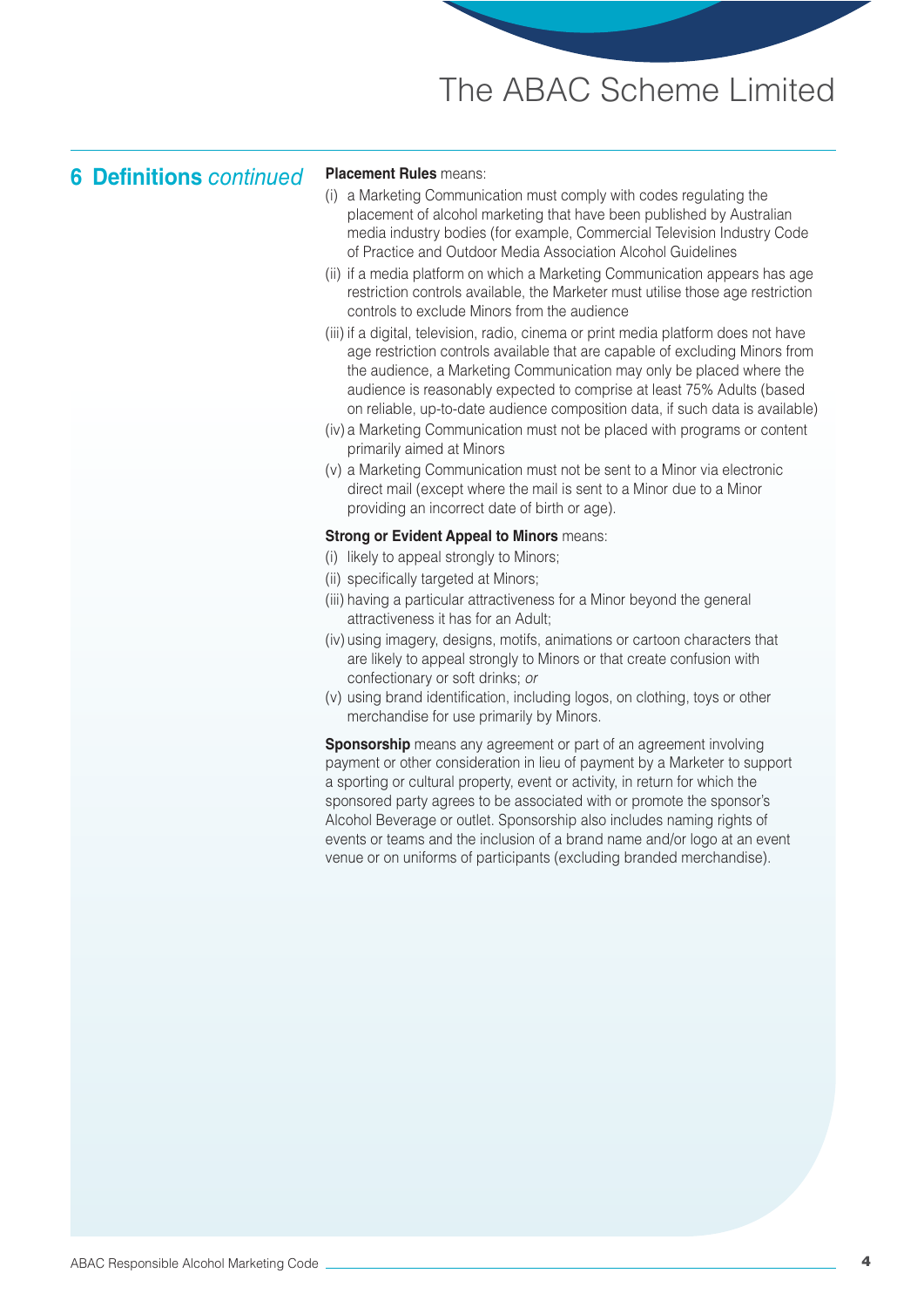## 6 Definitions *continued*

**Placement Rules** means:

(i) a Marketing Communication must comply with codes regulating the placement of alcohol marketing that have been published by Australian media industry bodies (for example, Commercial Television Industry Code of Practice and Outdoor Media Association Alcohol Guidelines

(ii) if a media platform on which a Marketing Communication appears has age restriction controls available, the Marketer must utilise those age restriction controls to exclude Minors from the audience

(iii) if a digital, television, radio, cinema or print media platform does not have age restriction controls available that are capable of excluding Minors from the audience, a Marketing Communication may only be placed where the audience is reasonably expected to comprise at least 75% Adults (based on reliable, up-to-date audience composition data, if such data is available)

(iv) a Marketing Communication must not be placed with programs or content primarily aimed at Minors

(v) a Marketing Communication must not be sent to a Minor via electronic direct mail (except where the mail is sent to a Minor due to a Minor providing an incorrect date of birth or age).

**Strong or Evident Appeal to Minors** means:

(i) likely to appeal strongly to Minors;

(ii) specifically targeted at Minors;

(iii) having a particular attractiveness for a Minor beyond the general attractiveness it has for an Adult;

(iv) using imagery, designs, motifs, animations or cartoon characters that are likely to appeal strongly to Minors or that create confusion with confectionary or soft drinks; *or*

(v) using brand identification, including logos, on clothing, toys or other merchandise for use primarily by Minors.

**Sponsorship** means any agreement or part of an agreement involving payment or other consideration in lieu of payment by a Marketer to support a sporting or cultural property, event or activity, in return for which the sponsored party agrees to be associated with or promote the sponsor's Alcohol Beverage or outlet. Sponsorship also includes naming rights of events or teams and the inclusion of a brand name and/or logo at an event venue or on uniforms of participants (excluding branded merchandise).